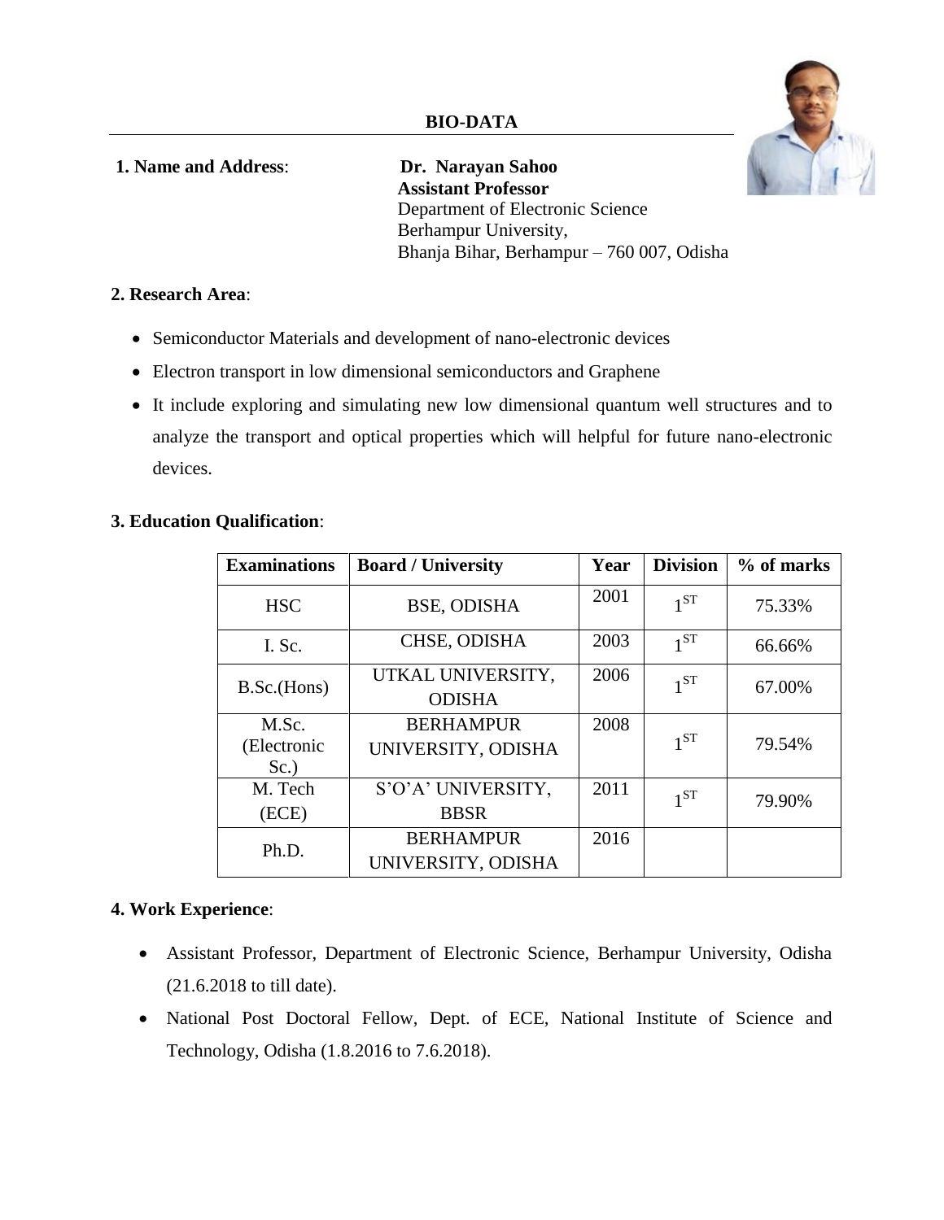# BIO-DATA

**1. Name and Address**: **Dr. Narayan Sahoo**
**Assistant Professor**
Department of Electronic Science
Berhampur University,
Bhanja Bihar, Berhampur – 760 007, Odisha

**2. Research Area**:

- Semiconductor Materials and development of nano-electronic devices
- Electron transport in low dimensional semiconductors and Graphene
- It include exploring and simulating new low dimensional quantum well structures and to analyze the transport and optical properties which will helpful for future nano-electronic devices.

**3. Education Qualification**:

| Examinations | Board / University | Year | Division | % of marks |
|---|---|---|---|---|
| HSC | BSE, ODISHA | 2001 | $1^{ST}$ | 75.33% |
| I. Sc. | CHSE, ODISHA | 2003 | $1^{ST}$ | 66.66% |
| B.Sc.(Hons) | UTKAL UNIVERSITY, ODISHA | 2006 | $1^{ST}$ | 67.00% |
| M.Sc. (Electronic Sc.) | BERHAMPUR UNIVERSITY, ODISHA | 2008 | $1^{ST}$ | 79.54% |
| M. Tech (ECE) | S'O'A' UNIVERSITY, BBSR | 2011 | $1^{ST}$ | 79.90% |
| Ph.D. | BERHAMPUR UNIVERSITY, ODISHA | 2016 | | |

**4. Work Experience**:

- Assistant Professor, Department of Electronic Science, Berhampur University, Odisha (21.6.2018 to till date).
- National Post Doctoral Fellow, Dept. of ECE, National Institute of Science and Technology, Odisha (1.8.2016 to 7.6.2018).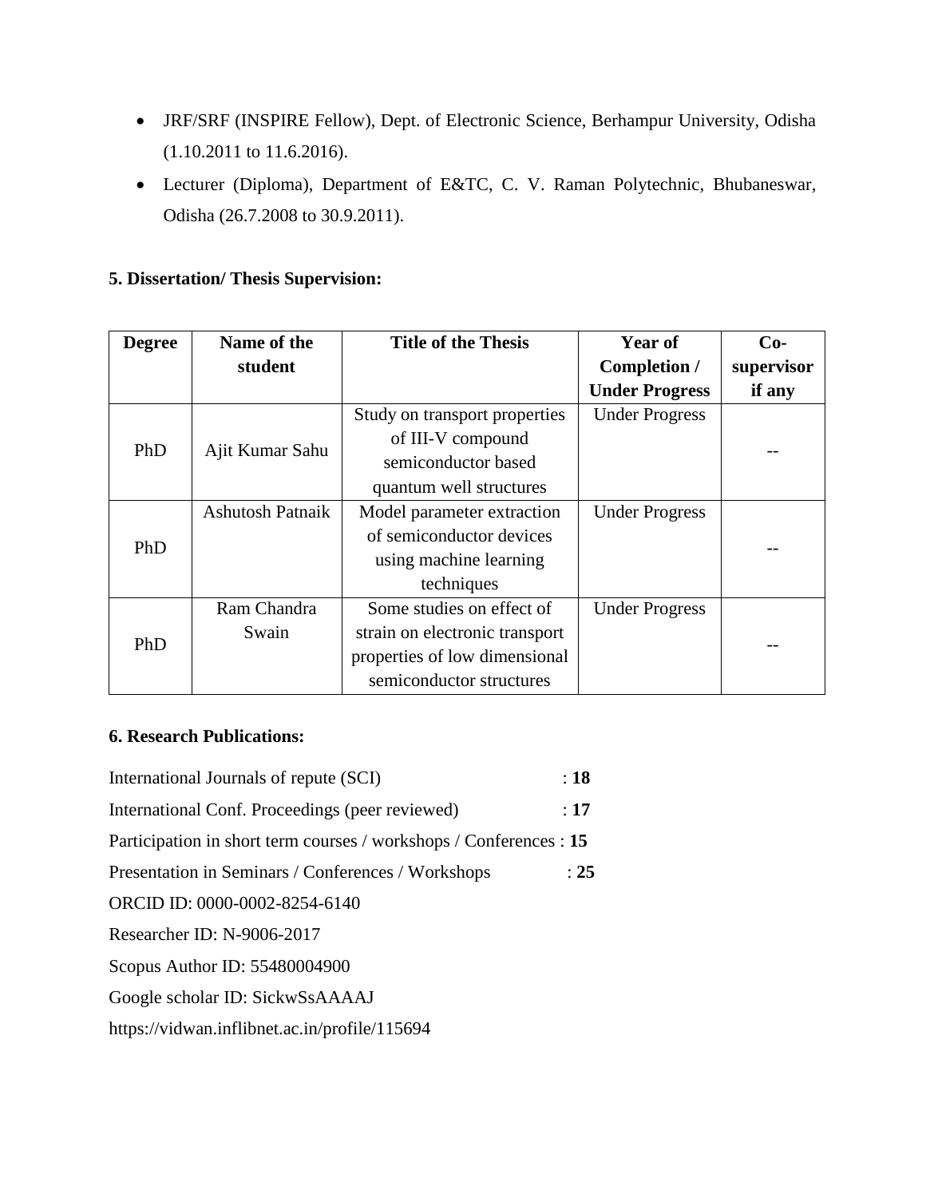- JRF/SRF (INSPIRE Fellow), Dept. of Electronic Science, Berhampur University, Odisha (1.10.2011 to 11.6.2016).
- Lecturer (Diploma), Department of E&TC, C. V. Raman Polytechnic, Bhubaneswar, Odisha (26.7.2008 to 30.9.2011).

**5. Dissertation/ Thesis Supervision:**

| Degree | Name of the student | Title of the Thesis | Year of Completion / Under Progress | Co-supervisor if any |
|---|---|---|---|---|
| PhD | Ajit Kumar Sahu | Study on transport properties of III-V compound semiconductor based quantum well structures | Under Progress | -- |
| PhD | Ashutosh Patnaik | Model parameter extraction of semiconductor devices using machine learning techniques | Under Progress | -- |
| PhD | Ram Chandra Swain | Some studies on effect of strain on electronic transport properties of low dimensional semiconductor structures | Under Progress | -- |

**6. Research Publications:**

International Journals of repute (SCI) : **18**

International Conf. Proceedings (peer reviewed) : **17**

Participation in short term courses / workshops / Conferences : **15**

Presentation in Seminars / Conferences / Workshops : **25**

ORCID ID: 0000-0002-8254-6140

Researcher ID: N-9006-2017

Scopus Author ID: 55480004900

Google scholar ID: SickwSsAAAAJ

https://vidwan.inflibnet.ac.in/profile/115694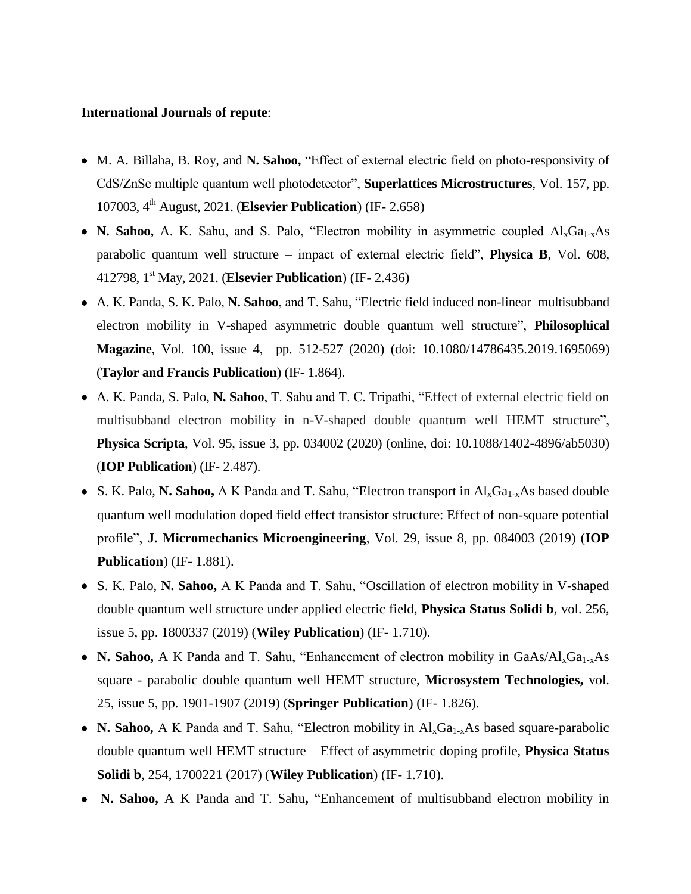**International Journals of repute**:

- M. A. Billaha, B. Roy, and **N. Sahoo,** "Effect of external electric field on photo-responsivity of CdS/ZnSe multiple quantum well photodetector", **Superlattices Microstructures**, Vol. 157, pp. 107003, 4th August, 2021. (**Elsevier Publication**) (IF- 2.658)
- **N. Sahoo,** A. K. Sahu, and S. Palo, "Electron mobility in asymmetric coupled $Al_xGa_{1-x}As$ parabolic quantum well structure – impact of external electric field", **Physica B**, Vol. 608, 412798, 1st May, 2021. (**Elsevier Publication**) (IF- 2.436)
- A. K. Panda, S. K. Palo, **N. Sahoo**, and T. Sahu, "Electric field induced non-linear multisubband electron mobility in V-shaped asymmetric double quantum well structure", **Philosophical Magazine**, Vol. 100, issue 4, pp. 512-527 (2020) (doi: 10.1080/14786435.2019.1695069) (**Taylor and Francis Publication**) (IF- 1.864).
- A. K. Panda, S. Palo, **N. Sahoo**, T. Sahu and T. C. Tripathi, "Effect of external electric field on multisubband electron mobility in n-V-shaped double quantum well HEMT structure", **Physica Scripta**, Vol. 95, issue 3, pp. 034002 (2020) (online, doi: 10.1088/1402-4896/ab5030) (**IOP Publication**) (IF- 2.487).
- S. K. Palo, **N. Sahoo,** A K Panda and T. Sahu, "Electron transport in $Al_xGa_{1-x}As$ based double quantum well modulation doped field effect transistor structure: Effect of non-square potential profile", **J. Micromechanics Microengineering**, Vol. 29, issue 8, pp. 084003 (2019) (**IOP Publication**) (IF- 1.881).
- S. K. Palo, **N. Sahoo,** A K Panda and T. Sahu, "Oscillation of electron mobility in V-shaped double quantum well structure under applied electric field, **Physica Status Solidi b**, vol. 256, issue 5, pp. 1800337 (2019) (**Wiley Publication**) (IF- 1.710).
- **N. Sahoo,** A K Panda and T. Sahu, "Enhancement of electron mobility in $GaAs/Al_xGa_{1-x}As$ square - parabolic double quantum well HEMT structure, **Microsystem Technologies,** vol. 25, issue 5, pp. 1901-1907 (2019) (**Springer Publication**) (IF- 1.826).
- **N. Sahoo,** A K Panda and T. Sahu, "Electron mobility in $Al_xGa_{1-x}As$ based square-parabolic double quantum well HEMT structure – Effect of asymmetric doping profile, **Physica Status Solidi b**, 254, 1700221 (2017) (**Wiley Publication**) (IF- 1.710).
- **N. Sahoo,** A K Panda and T. Sahu**,** "Enhancement of multisubband electron mobility in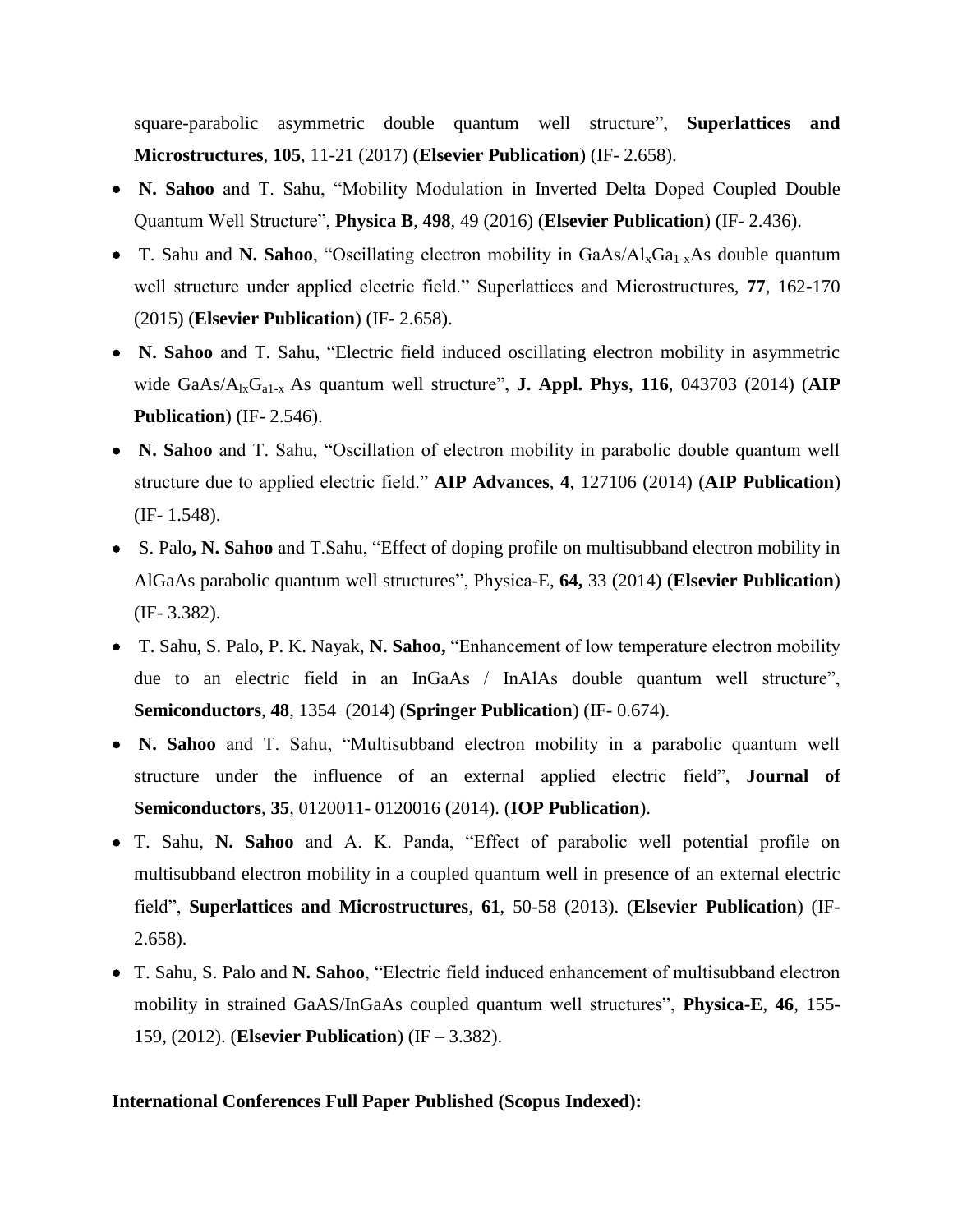square-parabolic asymmetric double quantum well structure", **Superlattices and Microstructures**, **105**, 11-21 (2017) (**Elsevier Publication**) (IF- 2.658).

- **N. Sahoo** and T. Sahu, "Mobility Modulation in Inverted Delta Doped Coupled Double Quantum Well Structure", **Physica B**, **498**, 49 (2016) (**Elsevier Publication**) (IF- 2.436).
- T. Sahu and **N. Sahoo**, "Oscillating electron mobility in GaAs/$Al_xGa_{1-x}$As double quantum well structure under applied electric field." Superlattices and Microstructures, **77**, 162-170 (2015) (**Elsevier Publication**) (IF- 2.658).
- **N. Sahoo** and T. Sahu, "Electric field induced oscillating electron mobility in asymmetric wide GaAs/$A_{lx}G_{a1-x}$ As quantum well structure", **J. Appl. Phys**, **116**, 043703 (2014) (**AIP Publication**) (IF- 2.546).
- **N. Sahoo** and T. Sahu, "Oscillation of electron mobility in parabolic double quantum well structure due to applied electric field." **AIP Advances**, **4**, 127106 (2014) (**AIP Publication**) (IF- 1.548).
- S. Palo**, N. Sahoo** and T.Sahu, "Effect of doping profile on multisubband electron mobility in AlGaAs parabolic quantum well structures", Physica-E, **64,** 33 (2014) (**Elsevier Publication**) (IF- 3.382).
- T. Sahu, S. Palo, P. K. Nayak, **N. Sahoo,** "Enhancement of low temperature electron mobility due to an electric field in an InGaAs / InAlAs double quantum well structure", **Semiconductors**, **48**, 1354 (2014) (**Springer Publication**) (IF- 0.674).
- **N. Sahoo** and T. Sahu, "Multisubband electron mobility in a parabolic quantum well structure under the influence of an external applied electric field", **Journal of Semiconductors**, **35**, 0120011- 0120016 (2014). (**IOP Publication**).
- T. Sahu, **N. Sahoo** and A. K. Panda, "Effect of parabolic well potential profile on multisubband electron mobility in a coupled quantum well in presence of an external electric field", **Superlattices and Microstructures**, **61**, 50-58 (2013). (**Elsevier Publication**) (IF- 2.658).
- T. Sahu, S. Palo and **N. Sahoo**, "Electric field induced enhancement of multisubband electron mobility in strained GaAS/InGaAs coupled quantum well structures", **Physica-E**, **46**, 155-159, (2012). (**Elsevier Publication**) (IF – 3.382).

**International Conferences Full Paper Published (Scopus Indexed):**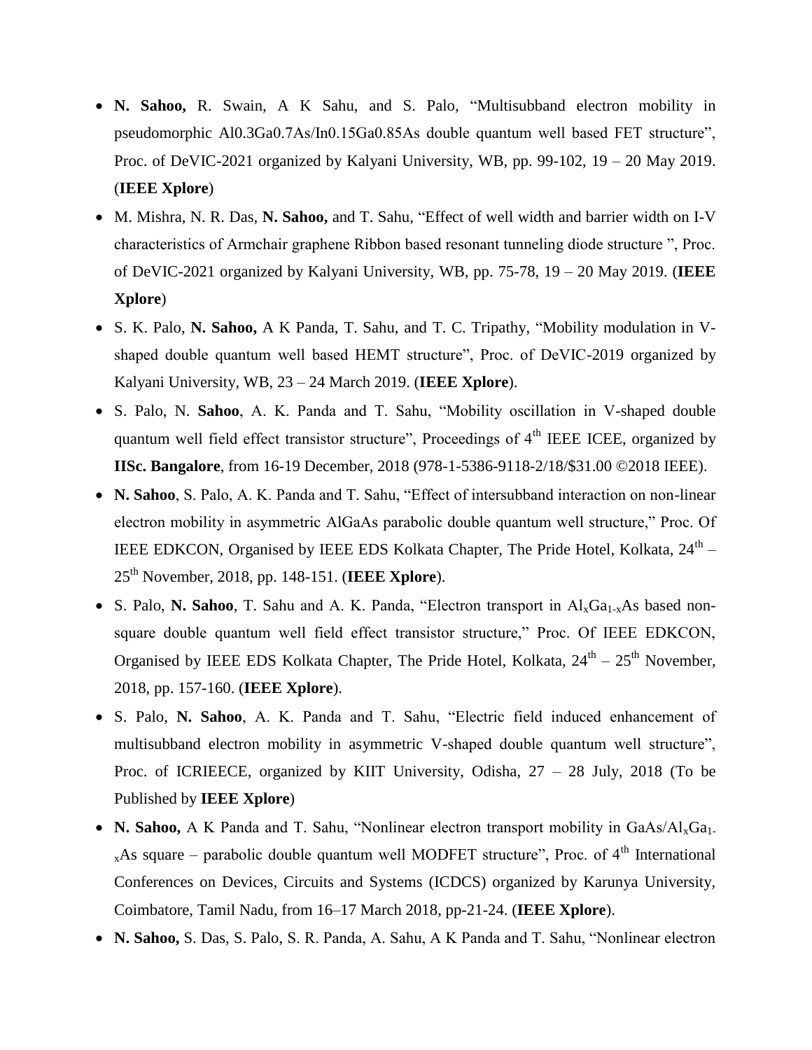- **N. Sahoo,** R. Swain, A K Sahu, and S. Palo, "Multisubband electron mobility in pseudomorphic Al0.3Ga0.7As/In0.15Ga0.85As double quantum well based FET structure", Proc. of DeVIC-2021 organized by Kalyani University, WB, pp. 99-102, 19 – 20 May 2019. (**IEEE Xplore**)
- M. Mishra, N. R. Das, **N. Sahoo,** and T. Sahu, "Effect of well width and barrier width on I-V characteristics of Armchair graphene Ribbon based resonant tunneling diode structure ", Proc. of DeVIC-2021 organized by Kalyani University, WB, pp. 75-78, 19 – 20 May 2019. (**IEEE Xplore**)
- S. K. Palo, **N. Sahoo,** A K Panda, T. Sahu, and T. C. Tripathy, "Mobility modulation in V-shaped double quantum well based HEMT structure", Proc. of DeVIC-2019 organized by Kalyani University, WB, 23 – 24 March 2019. (**IEEE Xplore**).
- S. Palo, N. **Sahoo**, A. K. Panda and T. Sahu, "Mobility oscillation in V-shaped double quantum well field effect transistor structure", Proceedings of 4$^{th}$ IEEE ICEE, organized by **IISc. Bangalore**, from 16-19 December, 2018 (978-1-5386-9118-2/18/$31.00 ©2018 IEEE).
- **N. Sahoo**, S. Palo, A. K. Panda and T. Sahu, "Effect of intersubband interaction on non-linear electron mobility in asymmetric AlGaAs parabolic double quantum well structure," Proc. Of IEEE EDKCON, Organised by IEEE EDS Kolkata Chapter, The Pride Hotel, Kolkata, 24$^{th}$ – 25$^{th}$ November, 2018, pp. 148-151. (**IEEE Xplore**).
- S. Palo, **N. Sahoo**, T. Sahu and A. K. Panda, "Electron transport in $Al_xGa_{1-x}As$ based non-square double quantum well field effect transistor structure," Proc. Of IEEE EDKCON, Organised by IEEE EDS Kolkata Chapter, The Pride Hotel, Kolkata, 24$^{th}$ – 25$^{th}$ November, 2018, pp. 157-160. (**IEEE Xplore**).
- S. Palo, **N. Sahoo**, A. K. Panda and T. Sahu, "Electric field induced enhancement of multisubband electron mobility in asymmetric V-shaped double quantum well structure", Proc. of ICRIEECE, organized by KIIT University, Odisha, 27 – 28 July, 2018 (To be Published by **IEEE Xplore**)
- **N. Sahoo,** A K Panda and T. Sahu, "Nonlinear electron transport mobility in $GaAs/Al_xGa_{1-x}As$ square – parabolic double quantum well MODFET structure", Proc. of 4$^{th}$ International Conferences on Devices, Circuits and Systems (ICDCS) organized by Karunya University, Coimbatore, Tamil Nadu, from 16–17 March 2018, pp-21-24. (**IEEE Xplore**).
- **N. Sahoo,** S. Das, S. Palo, S. R. Panda, A. Sahu, A K Panda and T. Sahu, "Nonlinear electron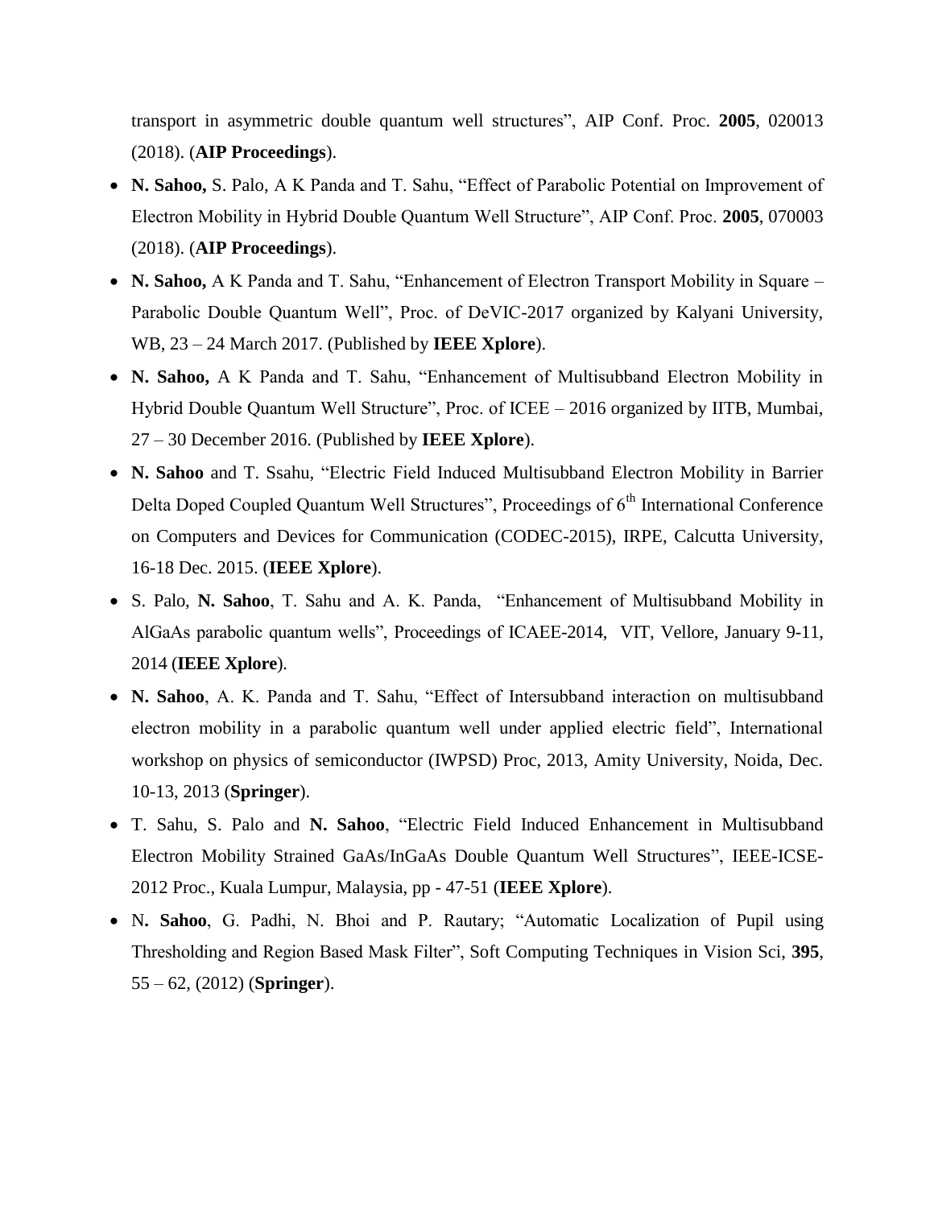transport in asymmetric double quantum well structures", AIP Conf. Proc. **2005**, 020013 (2018). (**AIP Proceedings**).

- **N. Sahoo,** S. Palo, A K Panda and T. Sahu, "Effect of Parabolic Potential on Improvement of Electron Mobility in Hybrid Double Quantum Well Structure", AIP Conf. Proc. **2005**, 070003 (2018). (**AIP Proceedings**).
- **N. Sahoo,** A K Panda and T. Sahu, "Enhancement of Electron Transport Mobility in Square – Parabolic Double Quantum Well", Proc. of DeVIC-2017 organized by Kalyani University, WB, 23 – 24 March 2017. (Published by **IEEE Xplore**).
- **N. Sahoo,** A K Panda and T. Sahu, "Enhancement of Multisubband Electron Mobility in Hybrid Double Quantum Well Structure", Proc. of ICEE – 2016 organized by IITB, Mumbai, 27 – 30 December 2016. (Published by **IEEE Xplore**).
- **N. Sahoo** and T. Ssahu, "Electric Field Induced Multisubband Electron Mobility in Barrier Delta Doped Coupled Quantum Well Structures", Proceedings of 6th International Conference on Computers and Devices for Communication (CODEC-2015), IRPE, Calcutta University, 16-18 Dec. 2015. (**IEEE Xplore**).
- S. Palo, **N. Sahoo**, T. Sahu and A. K. Panda, "Enhancement of Multisubband Mobility in AlGaAs parabolic quantum wells", Proceedings of ICAEE-2014, VIT, Vellore, January 9-11, 2014 (**IEEE Xplore**).
- **N. Sahoo**, A. K. Panda and T. Sahu, "Effect of Intersubband interaction on multisubband electron mobility in a parabolic quantum well under applied electric field", International workshop on physics of semiconductor (IWPSD) Proc, 2013, Amity University, Noida, Dec. 10-13, 2013 (**Springer**).
- T. Sahu, S. Palo and **N. Sahoo**, "Electric Field Induced Enhancement in Multisubband Electron Mobility Strained GaAs/InGaAs Double Quantum Well Structures", IEEE-ICSE-2012 Proc., Kuala Lumpur, Malaysia, pp - 47-51 (**IEEE Xplore**).
- N**. Sahoo**, G. Padhi, N. Bhoi and P. Rautary; "Automatic Localization of Pupil using Thresholding and Region Based Mask Filter", Soft Computing Techniques in Vision Sci, **395**, 55 – 62, (2012) (**Springer**).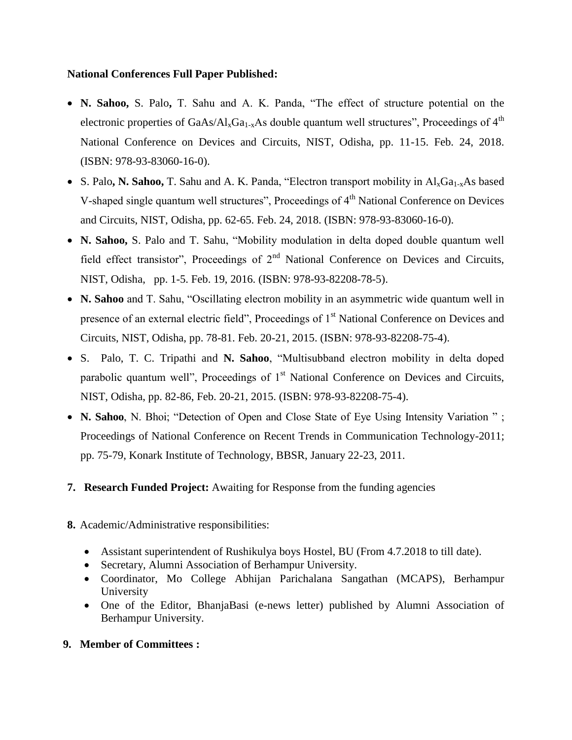**National Conferences Full Paper Published:**

- **N. Sahoo,** S. Palo**,** T. Sahu and A. K. Panda, "The effect of structure potential on the electronic properties of GaAs/$Al_xGa_{1-x}As$ double quantum well structures", Proceedings of 4th National Conference on Devices and Circuits, NIST, Odisha, pp. 11-15. Feb. 24, 2018. (ISBN: 978-93-83060-16-0).
- S. Palo**, N. Sahoo,** T. Sahu and A. K. Panda, "Electron transport mobility in $Al_xGa_{1-x}As$ based V-shaped single quantum well structures", Proceedings of 4th National Conference on Devices and Circuits, NIST, Odisha, pp. 62-65. Feb. 24, 2018. (ISBN: 978-93-83060-16-0).
- **N. Sahoo,** S. Palo and T. Sahu, "Mobility modulation in delta doped double quantum well field effect transistor", Proceedings of 2nd National Conference on Devices and Circuits, NIST, Odisha, pp. 1-5. Feb. 19, 2016. (ISBN: 978-93-82208-78-5).
- **N. Sahoo** and T. Sahu, "Oscillating electron mobility in an asymmetric wide quantum well in presence of an external electric field", Proceedings of 1st National Conference on Devices and Circuits, NIST, Odisha, pp. 78-81. Feb. 20-21, 2015. (ISBN: 978-93-82208-75-4).
- S. Palo, T. C. Tripathi and **N. Sahoo**, "Multisubband electron mobility in delta doped parabolic quantum well", Proceedings of 1st National Conference on Devices and Circuits, NIST, Odisha, pp. 82-86, Feb. 20-21, 2015. (ISBN: 978-93-82208-75-4).
- **N. Sahoo**, N. Bhoi; "Detection of Open and Close State of Eye Using Intensity Variation " ; Proceedings of National Conference on Recent Trends in Communication Technology-2011; pp. 75-79, Konark Institute of Technology, BBSR, January 22-23, 2011.

**7. Research Funded Project:** Awaiting for Response from the funding agencies

**8.** Academic/Administrative responsibilities:

- Assistant superintendent of Rushikulya boys Hostel, BU (From 4.7.2018 to till date).
- Secretary, Alumni Association of Berhampur University.
- Coordinator, Mo College Abhijan Parichalana Sangathan (MCAPS), Berhampur University
- One of the Editor, BhanjaBasi (e-news letter) published by Alumni Association of Berhampur University.

**9. Member of Committees :**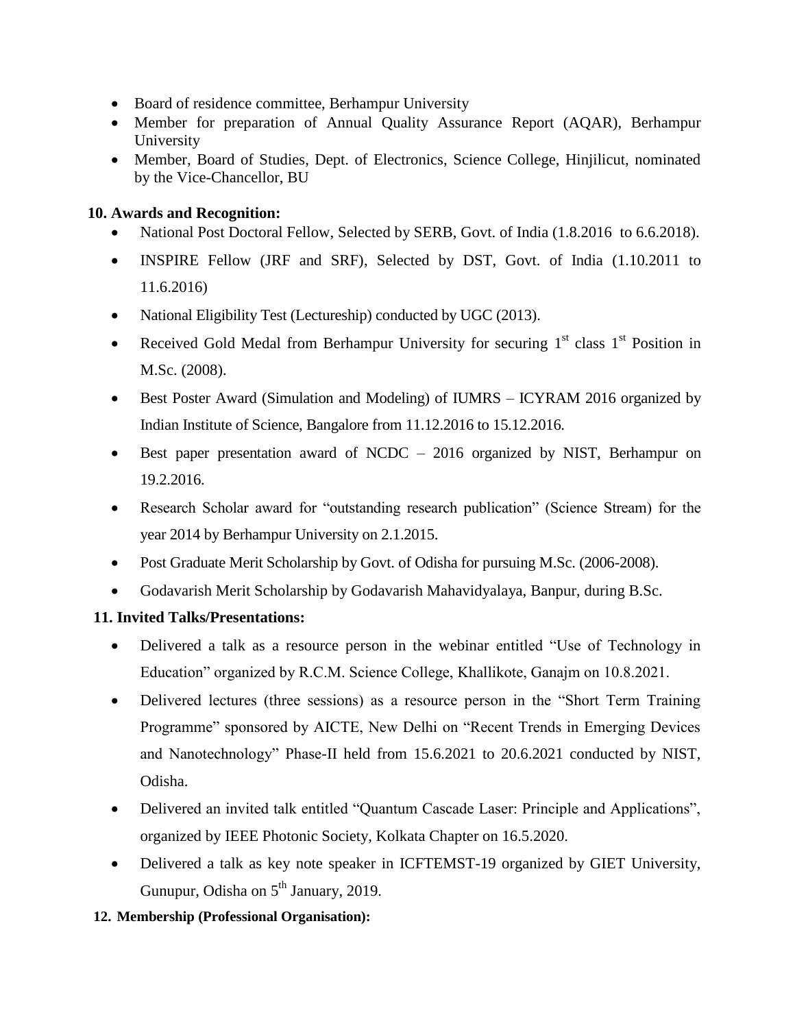- Board of residence committee, Berhampur University
- Member for preparation of Annual Quality Assurance Report (AQAR), Berhampur University
- Member, Board of Studies, Dept. of Electronics, Science College, Hinjilicut, nominated by the Vice-Chancellor, BU

**10. Awards and Recognition:**

- National Post Doctoral Fellow, Selected by SERB, Govt. of India (1.8.2016 to 6.6.2018).
- INSPIRE Fellow (JRF and SRF), Selected by DST, Govt. of India (1.10.2011 to 11.6.2016)
- National Eligibility Test (Lectureship) conducted by UGC (2013).
- Received Gold Medal from Berhampur University for securing 1st class 1st Position in M.Sc. (2008).
- Best Poster Award (Simulation and Modeling) of IUMRS – ICYRAM 2016 organized by Indian Institute of Science, Bangalore from 11.12.2016 to 15.12.2016.
- Best paper presentation award of NCDC – 2016 organized by NIST, Berhampur on 19.2.2016.
- Research Scholar award for "outstanding research publication" (Science Stream) for the year 2014 by Berhampur University on 2.1.2015.
- Post Graduate Merit Scholarship by Govt. of Odisha for pursuing M.Sc. (2006-2008).
- Godavarish Merit Scholarship by Godavarish Mahavidyalaya, Banpur, during B.Sc.

**11. Invited Talks/Presentations:**

- Delivered a talk as a resource person in the webinar entitled "Use of Technology in Education" organized by R.C.M. Science College, Khallikote, Ganajm on 10.8.2021.
- Delivered lectures (three sessions) as a resource person in the "Short Term Training Programme" sponsored by AICTE, New Delhi on "Recent Trends in Emerging Devices and Nanotechnology" Phase-II held from 15.6.2021 to 20.6.2021 conducted by NIST, Odisha.
- Delivered an invited talk entitled "Quantum Cascade Laser: Principle and Applications", organized by IEEE Photonic Society, Kolkata Chapter on 16.5.2020.
- Delivered a talk as key note speaker in ICFTEMST-19 organized by GIET University, Gunupur, Odisha on 5th January, 2019.

**12. Membership (Professional Organisation):**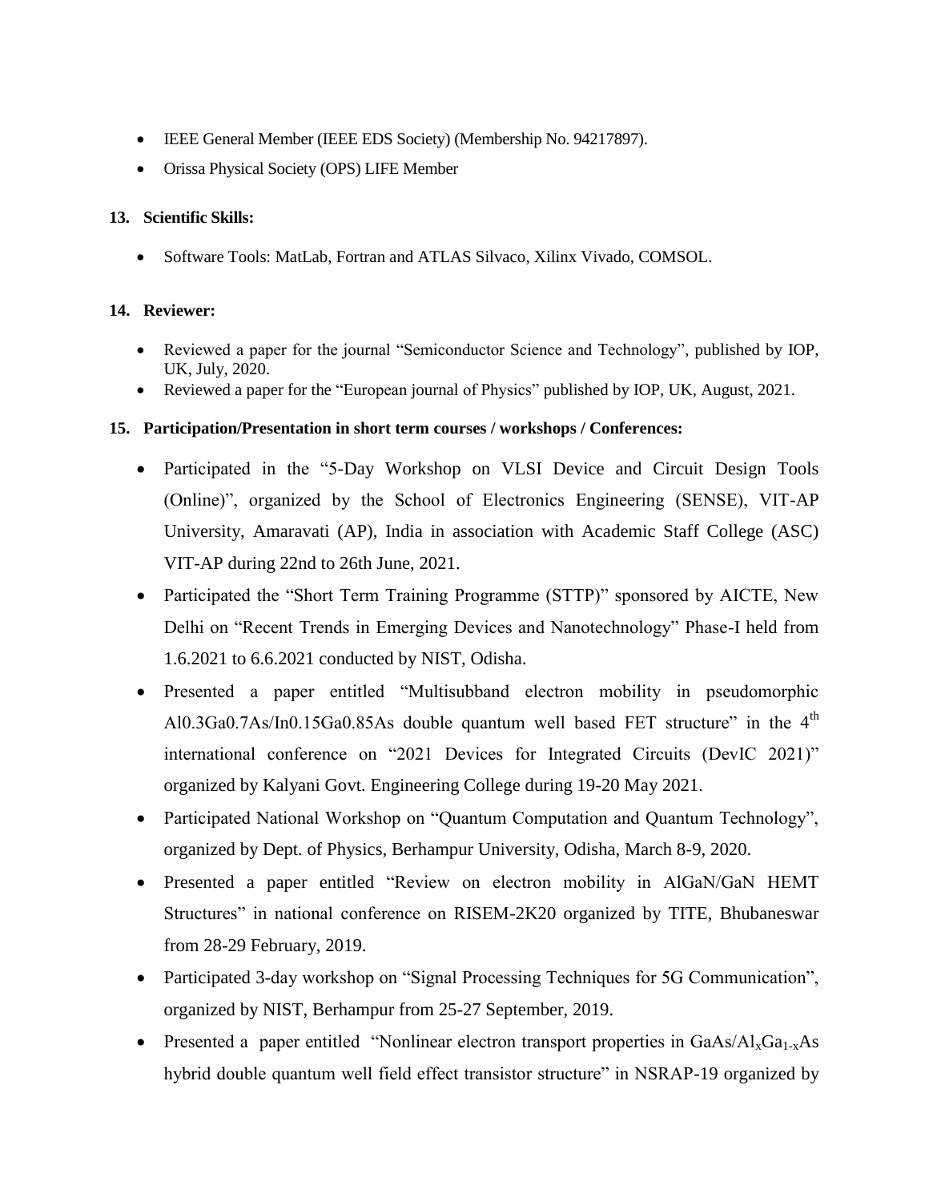- IEEE General Member (IEEE EDS Society) (Membership No. 94217897).
- Orissa Physical Society (OPS) LIFE Member

**13. Scientific Skills:**

- Software Tools: MatLab, Fortran and ATLAS Silvaco, Xilinx Vivado, COMSOL.

**14. Reviewer:**

- Reviewed a paper for the journal "Semiconductor Science and Technology", published by IOP, UK, July, 2020.
- Reviewed a paper for the "European journal of Physics" published by IOP, UK, August, 2021.

**15. Participation/Presentation in short term courses / workshops / Conferences:**

- Participated in the "5-Day Workshop on VLSI Device and Circuit Design Tools (Online)", organized by the School of Electronics Engineering (SENSE), VIT-AP University, Amaravati (AP), India in association with Academic Staff College (ASC) VIT-AP during 22nd to 26th June, 2021.
- Participated the "Short Term Training Programme (STTP)" sponsored by AICTE, New Delhi on "Recent Trends in Emerging Devices and Nanotechnology" Phase-I held from 1.6.2021 to 6.6.2021 conducted by NIST, Odisha.
- Presented a paper entitled "Multisubband electron mobility in pseudomorphic Al0.3Ga0.7As/In0.15Ga0.85As double quantum well based FET structure" in the 4th international conference on "2021 Devices for Integrated Circuits (DevIC 2021)" organized by Kalyani Govt. Engineering College during 19-20 May 2021.
- Participated National Workshop on "Quantum Computation and Quantum Technology", organized by Dept. of Physics, Berhampur University, Odisha, March 8-9, 2020.
- Presented a paper entitled "Review on electron mobility in AlGaN/GaN HEMT Structures" in national conference on RISEM-2K20 organized by TITE, Bhubaneswar from 28-29 February, 2019.
- Participated 3-day workshop on "Signal Processing Techniques for 5G Communication", organized by NIST, Berhampur from 25-27 September, 2019.
- Presented a paper entitled "Nonlinear electron transport properties in $GaAs/Al_xGa_{1-x}As$ hybrid double quantum well field effect transistor structure" in NSRAP-19 organized by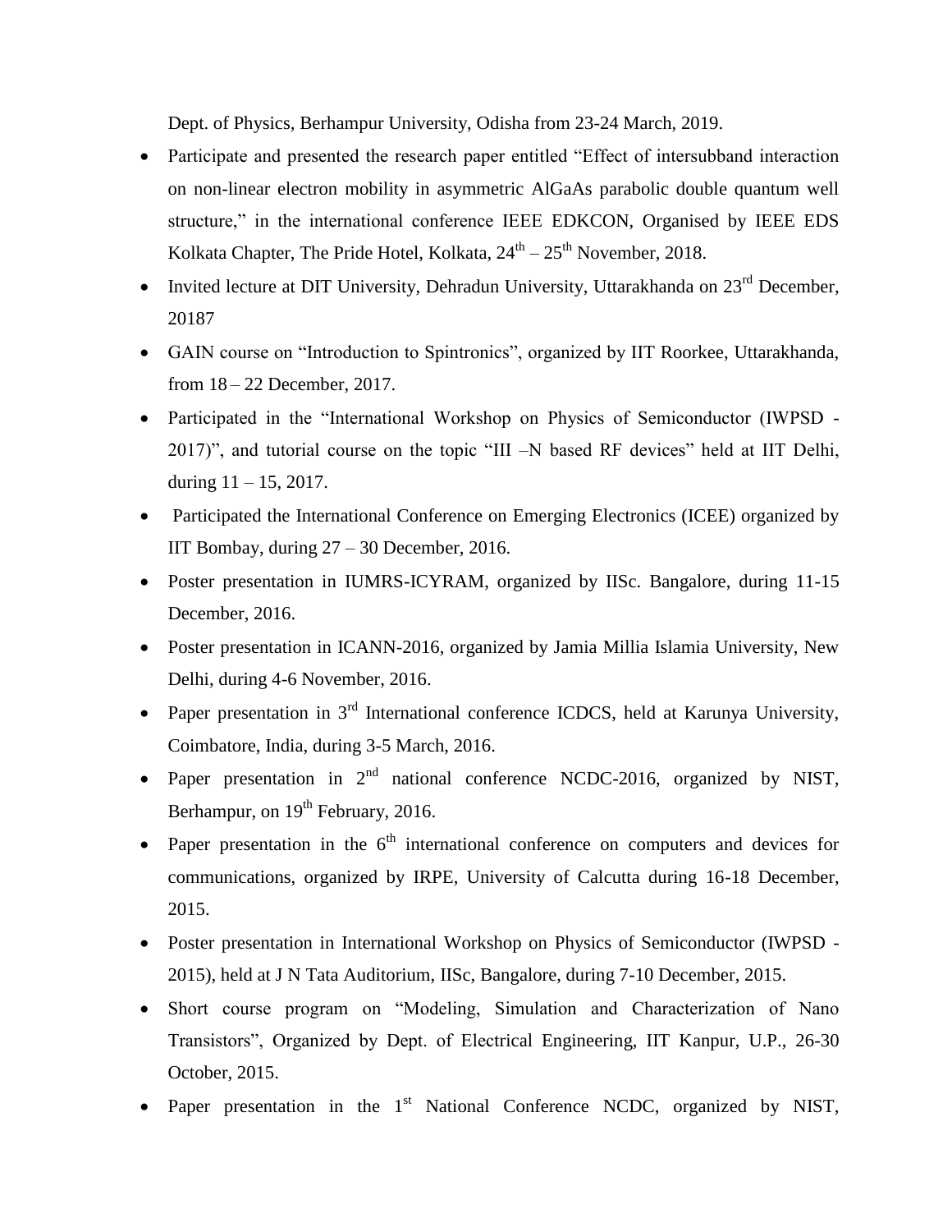Dept. of Physics, Berhampur University, Odisha from 23-24 March, 2019.

- Participate and presented the research paper entitled "Effect of intersubband interaction on non-linear electron mobility in asymmetric AlGaAs parabolic double quantum well structure," in the international conference IEEE EDKCON, Organised by IEEE EDS Kolkata Chapter, The Pride Hotel, Kolkata, 24th – 25th November, 2018.
- Invited lecture at DIT University, Dehradun University, Uttarakhanda on 23rd December, 20187
- GAIN course on "Introduction to Spintronics", organized by IIT Roorkee, Uttarakhanda, from 18 – 22 December, 2017.
- Participated in the "International Workshop on Physics of Semiconductor (IWPSD - 2017)", and tutorial course on the topic "III –N based RF devices" held at IIT Delhi, during 11 – 15, 2017.
- Participated the International Conference on Emerging Electronics (ICEE) organized by IIT Bombay, during 27 – 30 December, 2016.
- Poster presentation in IUMRS-ICYRAM, organized by IISc. Bangalore, during 11-15 December, 2016.
- Poster presentation in ICANN-2016, organized by Jamia Millia Islamia University, New Delhi, during 4-6 November, 2016.
- Paper presentation in 3rd International conference ICDCS, held at Karunya University, Coimbatore, India, during 3-5 March, 2016.
- Paper presentation in 2nd national conference NCDC-2016, organized by NIST, Berhampur, on 19th February, 2016.
- Paper presentation in the 6th international conference on computers and devices for communications, organized by IRPE, University of Calcutta during 16-18 December, 2015.
- Poster presentation in International Workshop on Physics of Semiconductor (IWPSD - 2015), held at J N Tata Auditorium, IISc, Bangalore, during 7-10 December, 2015.
- Short course program on "Modeling, Simulation and Characterization of Nano Transistors", Organized by Dept. of Electrical Engineering, IIT Kanpur, U.P., 26-30 October, 2015.
- Paper presentation in the 1st National Conference NCDC, organized by NIST,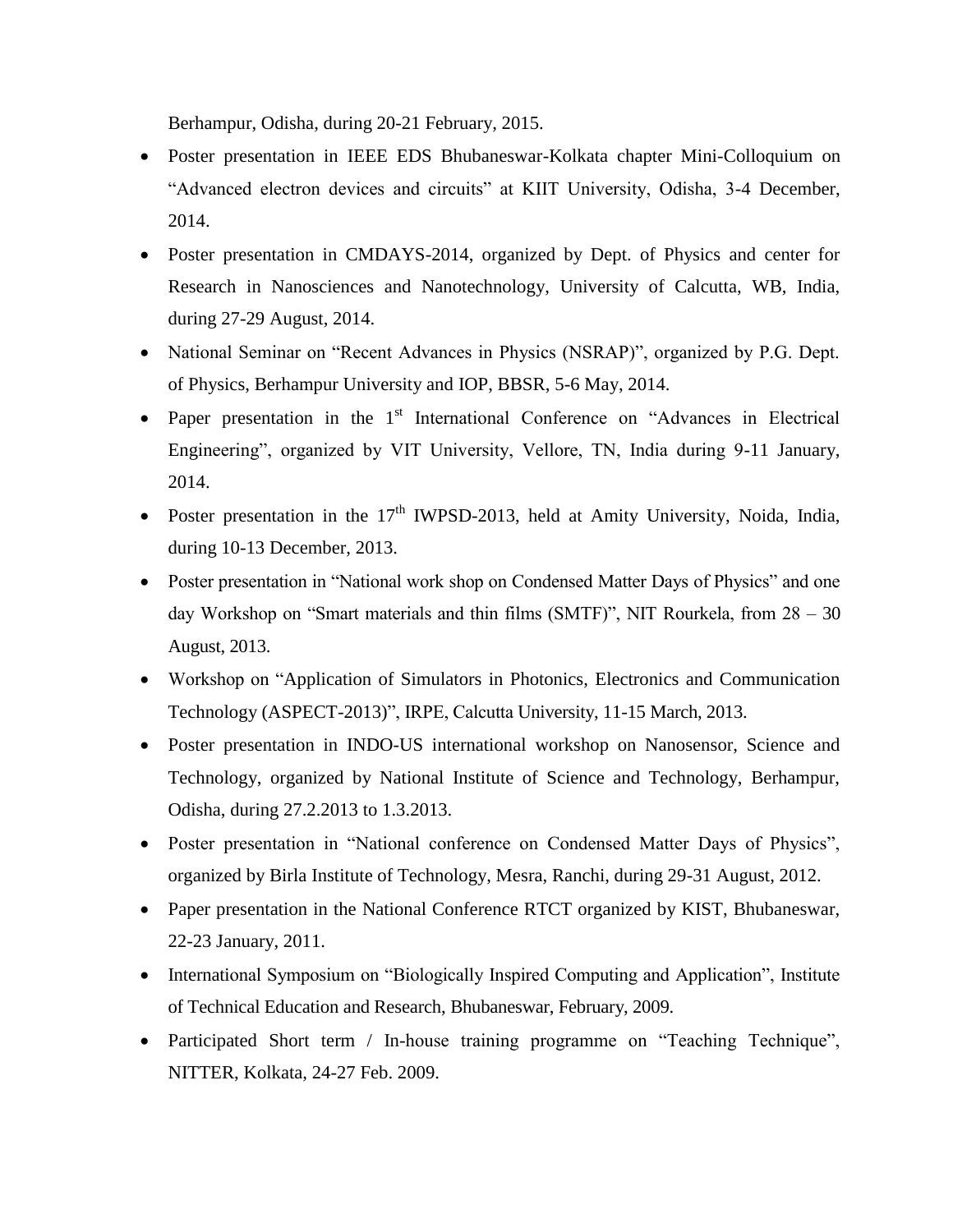Berhampur, Odisha, during 20-21 February, 2015.

- Poster presentation in IEEE EDS Bhubaneswar-Kolkata chapter Mini-Colloquium on "Advanced electron devices and circuits" at KIIT University, Odisha, 3-4 December, 2014.
- Poster presentation in CMDAYS-2014, organized by Dept. of Physics and center for Research in Nanosciences and Nanotechnology, University of Calcutta, WB, India, during 27-29 August, 2014.
- National Seminar on "Recent Advances in Physics (NSRAP)", organized by P.G. Dept. of Physics, Berhampur University and IOP, BBSR, 5-6 May, 2014.
- Paper presentation in the 1st International Conference on "Advances in Electrical Engineering", organized by VIT University, Vellore, TN, India during 9-11 January, 2014.
- Poster presentation in the 17th IWPSD-2013, held at Amity University, Noida, India, during 10-13 December, 2013.
- Poster presentation in "National work shop on Condensed Matter Days of Physics" and one day Workshop on "Smart materials and thin films (SMTF)", NIT Rourkela, from 28 – 30 August, 2013.
- Workshop on "Application of Simulators in Photonics, Electronics and Communication Technology (ASPECT-2013)", IRPE, Calcutta University, 11-15 March, 2013.
- Poster presentation in INDO-US international workshop on Nanosensor, Science and Technology, organized by National Institute of Science and Technology, Berhampur, Odisha, during 27.2.2013 to 1.3.2013.
- Poster presentation in "National conference on Condensed Matter Days of Physics", organized by Birla Institute of Technology, Mesra, Ranchi, during 29-31 August, 2012.
- Paper presentation in the National Conference RTCT organized by KIST, Bhubaneswar, 22-23 January, 2011.
- International Symposium on "Biologically Inspired Computing and Application", Institute of Technical Education and Research, Bhubaneswar, February, 2009.
- Participated Short term / In-house training programme on "Teaching Technique", NITTER, Kolkata, 24-27 Feb. 2009.